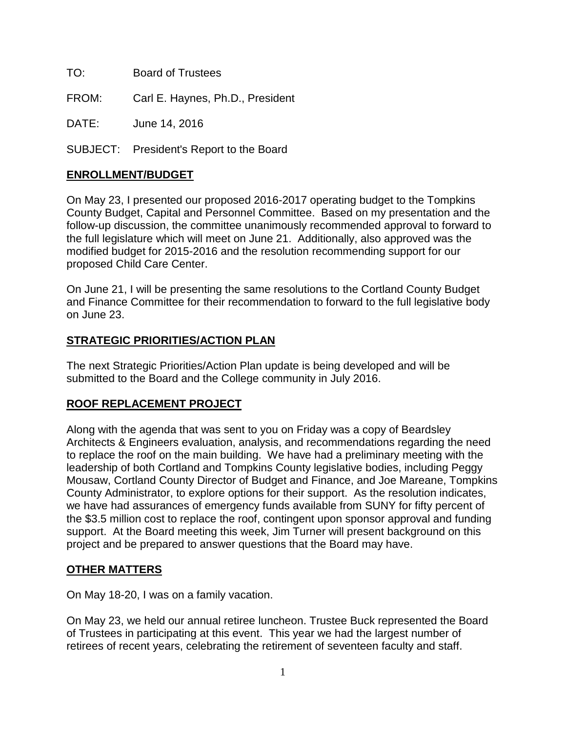TO: Board of Trustees

FROM: Carl E. Haynes, Ph.D., President

DATE: June 14, 2016

SUBJECT: President's Report to the Board

## ENROLLMENT/BUDGET

On May 23, I presented our proposed 2016-2017 operating budget to the Tompkins County Budget, Capital and Personnel Committee. Based on my presentation and the follow-up discussion, the committee unanimously recommended approval to forward to the full legislature which will meet on June 21. Additionally, also approved was the modified budget for 2015-2016 and the resolution recommending support for our proposed Child Care Center.

On June 21, I will be presenting the same resolutions to the Cortland County Budget and Finance Committee for their recommendation to forward to the full legislative body on June 23.

## STRATEGIC PRIORITIES/ACTION PLAN

The next Strategic Priorities/Action Plan update is being developed and will be submitted to the Board and the College community in July 2016.

## ROOF REPLACEMENT PROJECT

Along with the agenda that was sent to you on Friday was a copy of Beardsley Architects & Engineers evaluation, analysis, and recommendations regarding the need to replace the roof on the main building. We have had a preliminary meeting with the leadership of both Cortland and Tompkins County legislative bodies, including Peggy Mousaw, Cortland County Director of Budget and Finance, and Joe Mareane, Tompkins County Administrator, to explore options for their support. As the resolution indicates, we have had assurances of emergency funds available from SUNY for fifty percent of the $3.5 million cost to replace the roof, contingent upon sponsor approval and funding support. At the Board meeting this week, Jim Turner will present background on this project and be prepared to answer questions that the Board may have.

## OTHER MATTERS

On May 18-20, I was on a family vacation.

On May 23, we held our annual retiree luncheon. Trustee Buck represented the Board of Trustees in participating at this event. This year we had the largest number of retirees of recent years, celebrating the retirement of seventeen faculty and staff.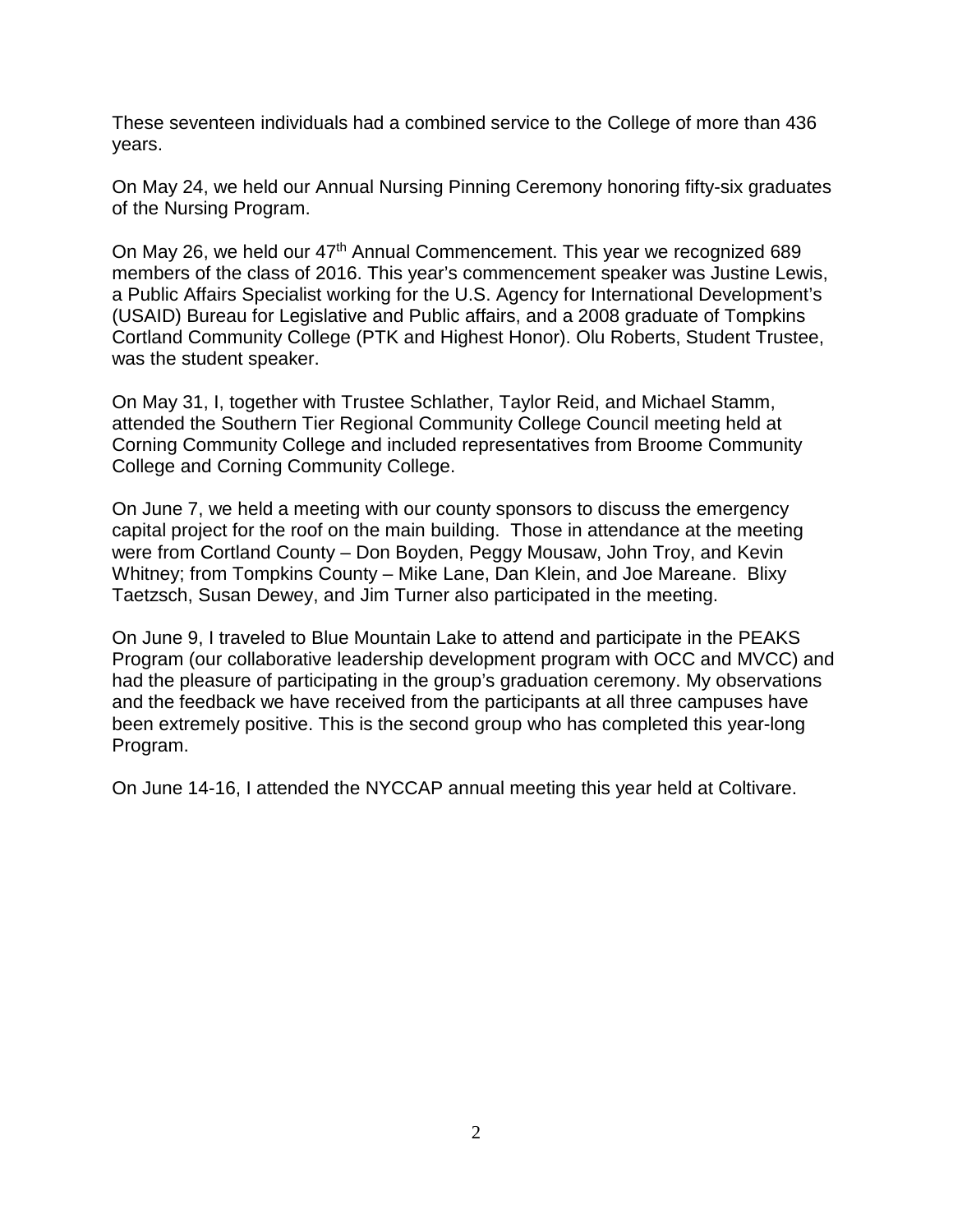These seventeen individuals had a combined service to the College of more than 436 years.

On May 24, we held our Annual Nursing Pinning Ceremony honoring fifty-six graduates of the Nursing Program.

On May 26, we held our 47th Annual Commencement. This year we recognized 689 members of the class of 2016. This year's commencement speaker was Justine Lewis, a Public Affairs Specialist working for the U.S. Agency for International Development's (USAID) Bureau for Legislative and Public affairs, and a 2008 graduate of Tompkins Cortland Community College (PTK and Highest Honor). Olu Roberts, Student Trustee, was the student speaker.

On May 31, I, together with Trustee Schlather, Taylor Reid, and Michael Stamm, attended the Southern Tier Regional Community College Council meeting held at Corning Community College and included representatives from Broome Community College and Corning Community College.

On June 7, we held a meeting with our county sponsors to discuss the emergency capital project for the roof on the main building. Those in attendance at the meeting were from Cortland County – Don Boyden, Peggy Mousaw, John Troy, and Kevin Whitney; from Tompkins County – Mike Lane, Dan Klein, and Joe Mareane. Blixy Taetzsch, Susan Dewey, and Jim Turner also participated in the meeting.

On June 9, I traveled to Blue Mountain Lake to attend and participate in the PEAKS Program (our collaborative leadership development program with OCC and MVCC) and had the pleasure of participating in the group's graduation ceremony. My observations and the feedback we have received from the participants at all three campuses have been extremely positive. This is the second group who has completed this year-long Program.

On June 14-16, I attended the NYCCAP annual meeting this year held at Coltivare.